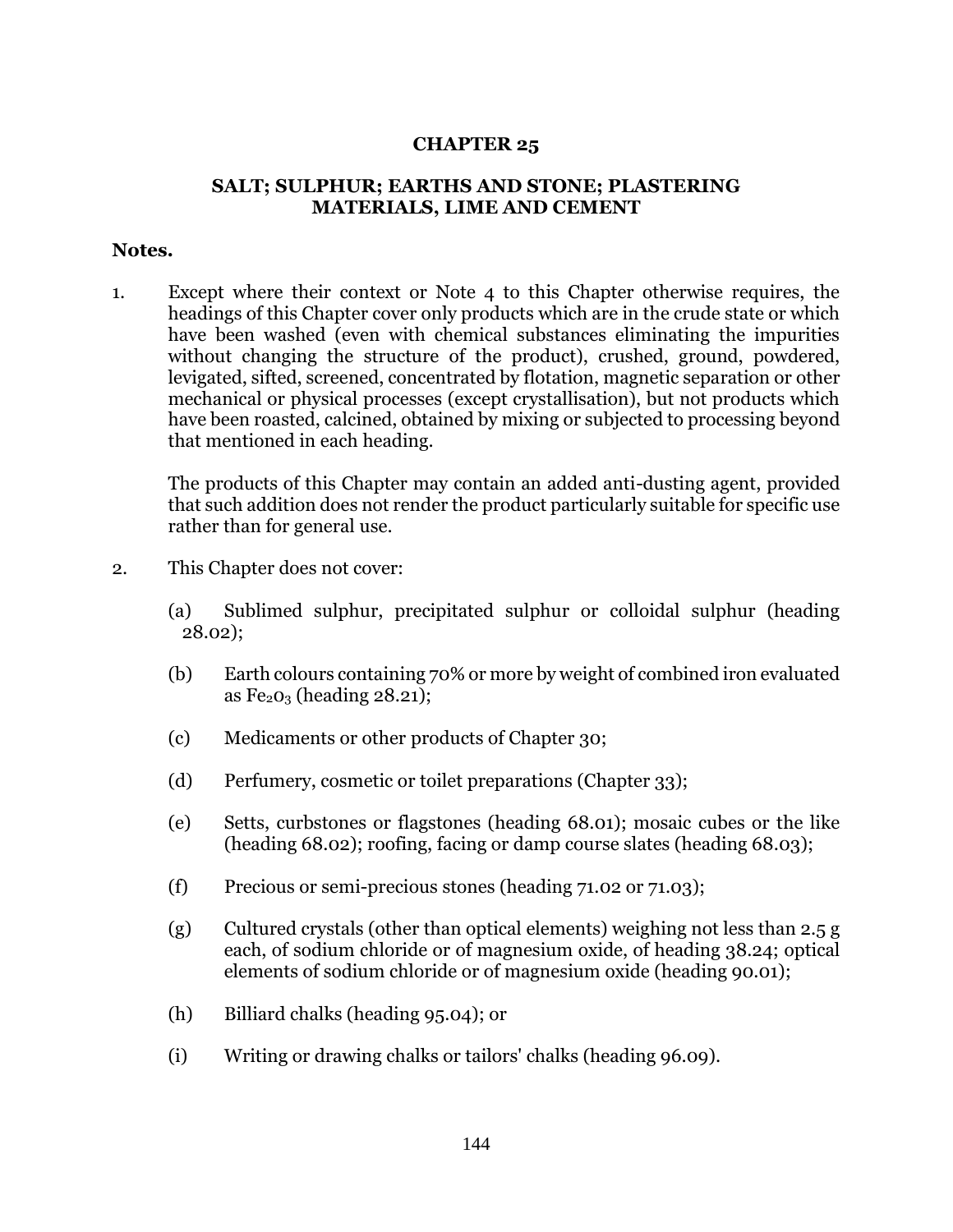# CHAPTER 25

## SALT; SULPHUR; EARTHS AND STONE; PLASTERING MATERIALS, LIME AND CEMENT

**Notes.**

1. Except where their context or Note 4 to this Chapter otherwise requires, the headings of this Chapter cover only products which are in the crude state or which have been washed (even with chemical substances eliminating the impurities without changing the structure of the product), crushed, ground, powdered, levigated, sifted, screened, concentrated by flotation, magnetic separation or other mechanical or physical processes (except crystallisation), but not products which have been roasted, calcined, obtained by mixing or subjected to processing beyond that mentioned in each heading.

   The products of this Chapter may contain an added anti-dusting agent, provided that such addition does not render the product particularly suitable for specific use rather than for general use.

2. This Chapter does not cover:

   (a) Sublimed sulphur, precipitated sulphur or colloidal sulphur (heading 28.02);

   (b) Earth colours containing 70% or more by weight of combined iron evaluated as $Fe_2O_3$ (heading 28.21);

   (c) Medicaments or other products of Chapter 30;

   (d) Perfumery, cosmetic or toilet preparations (Chapter 33);

   (e) Setts, curbstones or flagstones (heading 68.01); mosaic cubes or the like (heading 68.02); roofing, facing or damp course slates (heading 68.03);

   (f) Precious or semi-precious stones (heading 71.02 or 71.03);

   (g) Cultured crystals (other than optical elements) weighing not less than 2.5 g each, of sodium chloride or of magnesium oxide, of heading 38.24; optical elements of sodium chloride or of magnesium oxide (heading 90.01);

   (h) Billiard chalks (heading 95.04); or

   (i) Writing or drawing chalks or tailors' chalks (heading 96.09).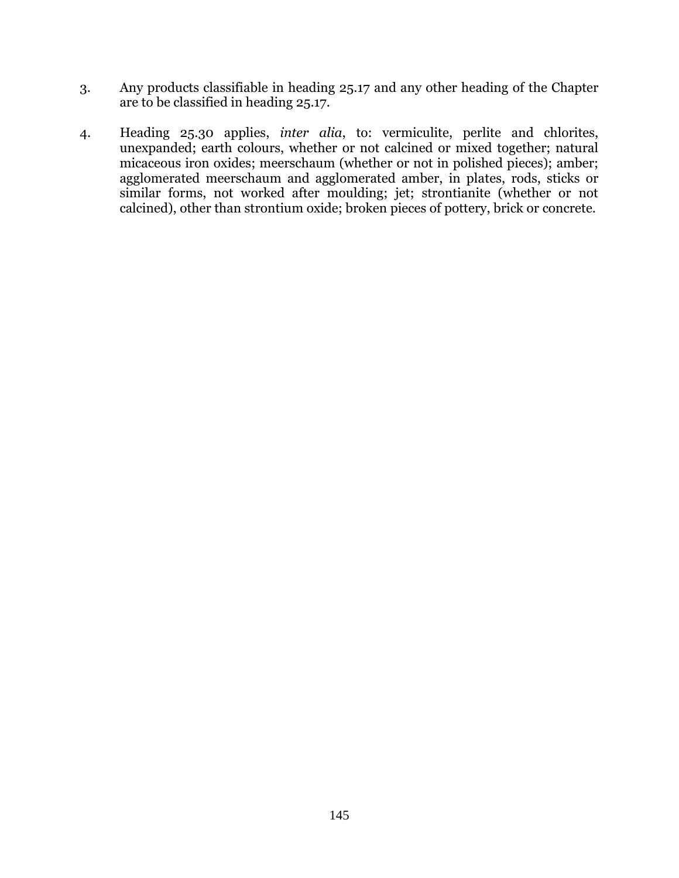3. Any products classifiable in heading 25.17 and any other heading of the Chapter are to be classified in heading 25.17.

4. Heading 25.30 applies, *inter alia*, to: vermiculite, perlite and chlorites, unexpanded; earth colours, whether or not calcined or mixed together; natural micaceous iron oxides; meerschaum (whether or not in polished pieces); amber; agglomerated meerschaum and agglomerated amber, in plates, rods, sticks or similar forms, not worked after moulding; jet; strontianite (whether or not calcined), other than strontium oxide; broken pieces of pottery, brick or concrete.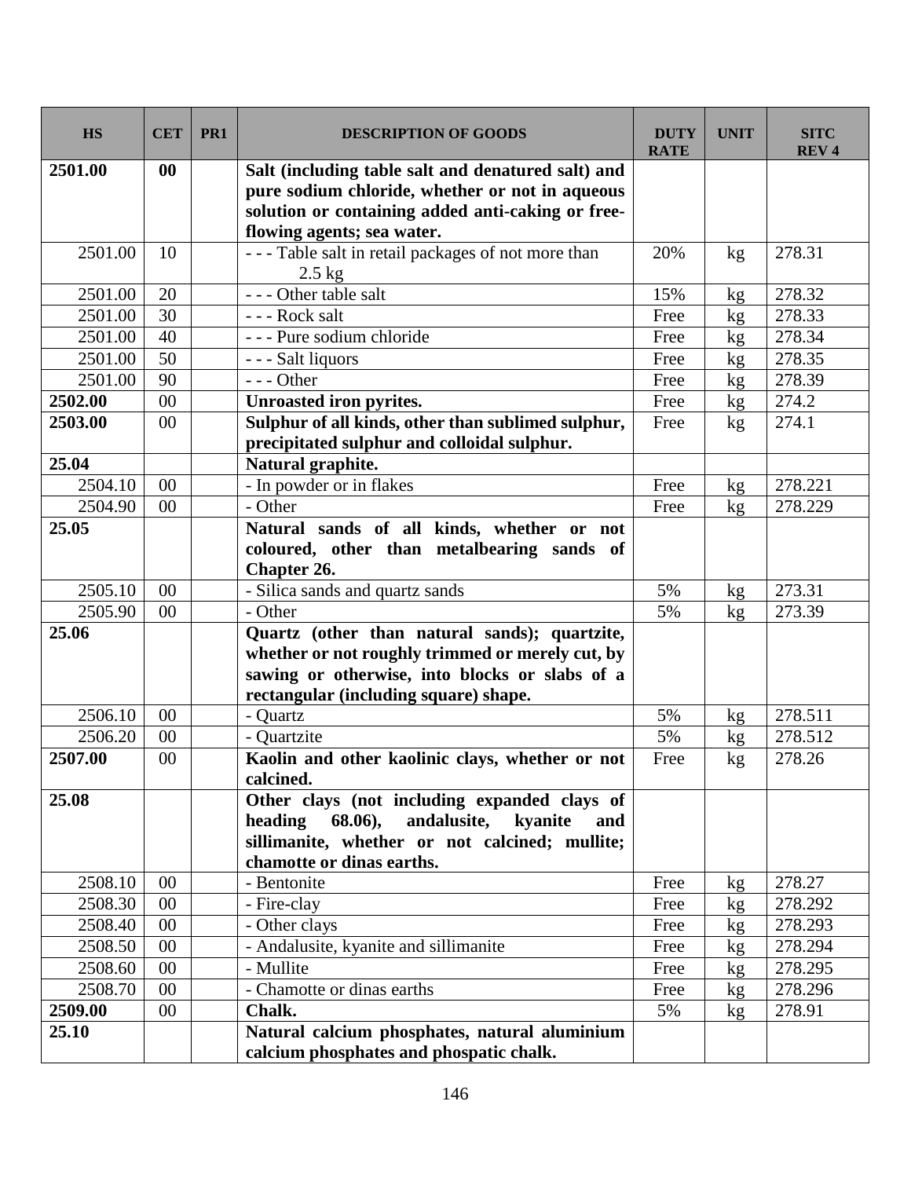| HS | CET | PR1 | DESCRIPTION OF GOODS | DUTY RATE | UNIT | SITC REV 4 |
|---|---|---|---|---|---|---|
| **2501.00** | **00** | | **Salt (including table salt and denatured salt) and pure sodium chloride, whether or not in aqueous solution or containing added anti-caking or free-flowing agents; sea water.** | | | |
| 2501.00 | 10 | | - - - Table salt in retail packages of not more than 2.5 kg | 20% | kg | 278.31 |
| 2501.00 | 20 | | - - - Other table salt | 15% | kg | 278.32 |
| 2501.00 | 30 | | - - - Rock salt | Free | kg | 278.33 |
| 2501.00 | 40 | | - - - Pure sodium chloride | Free | kg | 278.34 |
| 2501.00 | 50 | | - - - Salt liquors | Free | kg | 278.35 |
| 2501.00 | 90 | | - - - Other | Free | kg | 278.39 |
| **2502.00** | 00 | | **Unroasted iron pyrites.** | Free | kg | 274.2 |
| **2503.00** | 00 | | **Sulphur of all kinds, other than sublimed sulphur, precipitated sulphur and colloidal sulphur.** | Free | kg | 274.1 |
| **25.04** | | | **Natural graphite.** | | | |
| 2504.10 | 00 | | - In powder or in flakes | Free | kg | 278.221 |
| 2504.90 | 00 | | - Other | Free | kg | 278.229 |
| **25.05** | | | **Natural sands of all kinds, whether or not coloured, other than metalbearing sands of Chapter 26.** | | | |
| 2505.10 | 00 | | - Silica sands and quartz sands | 5% | kg | 273.31 |
| 2505.90 | 00 | | - Other | 5% | kg | 273.39 |
| **25.06** | | | **Quartz (other than natural sands); quartzite, whether or not roughly trimmed or merely cut, by sawing or otherwise, into blocks or slabs of a rectangular (including square) shape.** | | | |
| 2506.10 | 00 | | - Quartz | 5% | kg | 278.511 |
| 2506.20 | 00 | | - Quartzite | 5% | kg | 278.512 |
| **2507.00** | 00 | | **Kaolin and other kaolinic clays, whether or not calcined.** | Free | kg | 278.26 |
| **25.08** | | | **Other clays (not including expanded clays of heading 68.06), andalusite, kyanite and sillimanite, whether or not calcined; mullite; chamotte or dinas earths.** | | | |
| 2508.10 | 00 | | - Bentonite | Free | kg | 278.27 |
| 2508.30 | 00 | | - Fire-clay | Free | kg | 278.292 |
| 2508.40 | 00 | | - Other clays | Free | kg | 278.293 |
| 2508.50 | 00 | | - Andalusite, kyanite and sillimanite | Free | kg | 278.294 |
| 2508.60 | 00 | | - Mullite | Free | kg | 278.295 |
| 2508.70 | 00 | | - Chamotte or dinas earths | Free | kg | 278.296 |
| **2509.00** | 00 | | **Chalk.** | 5% | kg | 278.91 |
| **25.10** | | | **Natural calcium phosphates, natural aluminium calcium phosphates and phospatic chalk.** | | | |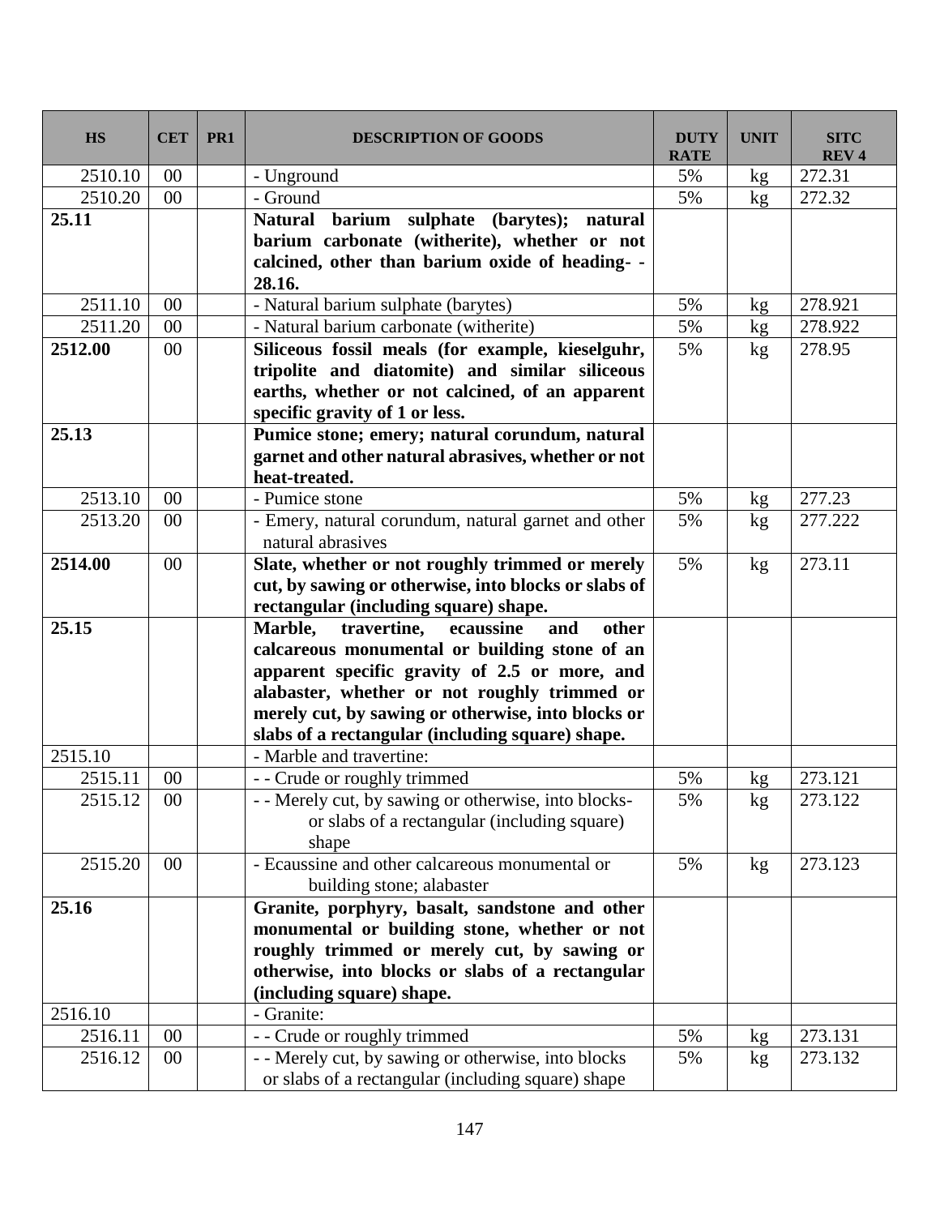| HS | CET | PR1 | DESCRIPTION OF GOODS | DUTY RATE | UNIT | SITC REV 4 |
|---|---|---|---|---|---|---|
| 2510.10 | 00 | | - Unground | 5% | kg | 272.31 |
| 2510.20 | 00 | | - Ground | 5% | kg | 272.32 |
| **25.11** | | | **Natural barium sulphate (barytes); natural barium carbonate (witherite), whether or not calcined, other than barium oxide of heading- - 28.16.** | | | |
| 2511.10 | 00 | | - Natural barium sulphate (barytes) | 5% | kg | 278.921 |
| 2511.20 | 00 | | - Natural barium carbonate (witherite) | 5% | kg | 278.922 |
| **2512.00** | 00 | | **Siliceous fossil meals (for example, kieselguhr, tripolite and diatomite) and similar siliceous earths, whether or not calcined, of an apparent specific gravity of 1 or less.** | 5% | kg | 278.95 |
| **25.13** | | | **Pumice stone; emery; natural corundum, natural garnet and other natural abrasives, whether or not heat-treated.** | | | |
| 2513.10 | 00 | | - Pumice stone | 5% | kg | 277.23 |
| 2513.20 | 00 | | - Emery, natural corundum, natural garnet and other natural abrasives | 5% | kg | 277.222 |
| **2514.00** | 00 | | **Slate, whether or not roughly trimmed or merely cut, by sawing or otherwise, into blocks or slabs of rectangular (including square) shape.** | 5% | kg | 273.11 |
| **25.15** | | | **Marble, travertine, ecaussine and other calcareous monumental or building stone of an apparent specific gravity of 2.5 or more, and alabaster, whether or not roughly trimmed or merely cut, by sawing or otherwise, into blocks or slabs of a rectangular (including square) shape.** | | | |
| 2515.10 | | | - Marble and travertine: | | | |
| 2515.11 | 00 | | - - Crude or roughly trimmed | 5% | kg | 273.121 |
| 2515.12 | 00 | | - - Merely cut, by sawing or otherwise, into blocks- or slabs of a rectangular (including square) shape | 5% | kg | 273.122 |
| 2515.20 | 00 | | - Ecaussine and other calcareous monumental or building stone; alabaster | 5% | kg | 273.123 |
| **25.16** | | | **Granite, porphyry, basalt, sandstone and other monumental or building stone, whether or not roughly trimmed or merely cut, by sawing or otherwise, into blocks or slabs of a rectangular (including square) shape.** | | | |
| 2516.10 | | | - Granite: | | | |
| 2516.11 | 00 | | - - Crude or roughly trimmed | 5% | kg | 273.131 |
| 2516.12 | 00 | | - - Merely cut, by sawing or otherwise, into blocks or slabs of a rectangular (including square) shape | 5% | kg | 273.132 |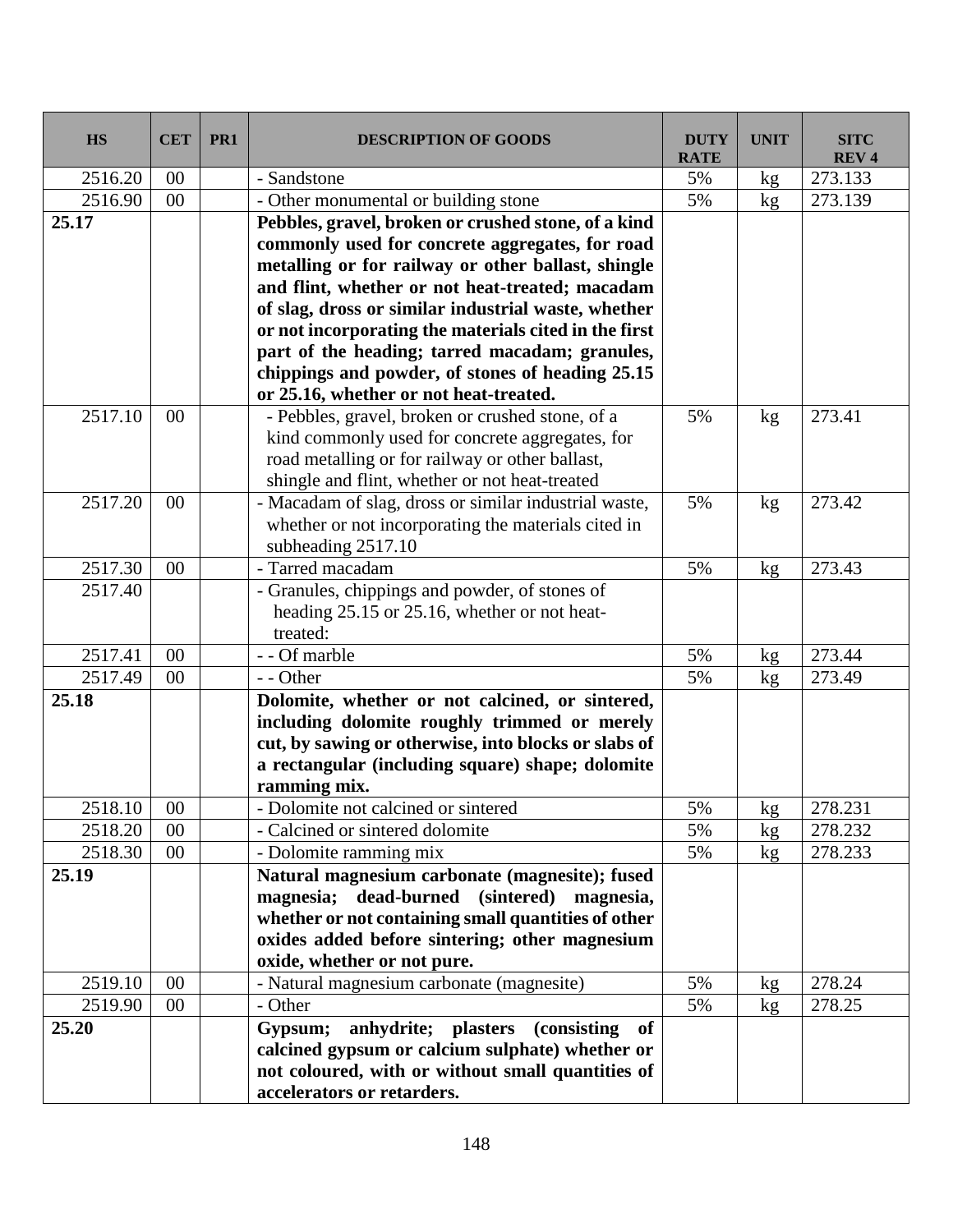| HS | CET | PR1 | DESCRIPTION OF GOODS | DUTY RATE | UNIT | SITC REV 4 |
|---|---|---|---|---|---|---|
| 2516.20 | 00 | | - Sandstone | 5% | kg | 273.133 |
| 2516.90 | 00 | | - Other monumental or building stone | 5% | kg | 273.139 |
| **25.17** | | | **Pebbles, gravel, broken or crushed stone, of a kind commonly used for concrete aggregates, for road metalling or for railway or other ballast, shingle and flint, whether or not heat-treated; macadam of slag, dross or similar industrial waste, whether or not incorporating the materials cited in the first part of the heading; tarred macadam; granules, chippings and powder, of stones of heading 25.15 or 25.16, whether or not heat-treated.** | | | |
| 2517.10 | 00 | | - Pebbles, gravel, broken or crushed stone, of a kind commonly used for concrete aggregates, for road metalling or for railway or other ballast, shingle and flint, whether or not heat-treated | 5% | kg | 273.41 |
| 2517.20 | 00 | | - Macadam of slag, dross or similar industrial waste, whether or not incorporating the materials cited in subheading 2517.10 | 5% | kg | 273.42 |
| 2517.30 | 00 | | - Tarred macadam | 5% | kg | 273.43 |
| 2517.40 | | | - Granules, chippings and powder, of stones of heading 25.15 or 25.16, whether or not heat-treated: | | | |
| 2517.41 | 00 | | - - Of marble | 5% | kg | 273.44 |
| 2517.49 | 00 | | - - Other | 5% | kg | 273.49 |
| **25.18** | | | **Dolomite, whether or not calcined, or sintered, including dolomite roughly trimmed or merely cut, by sawing or otherwise, into blocks or slabs of a rectangular (including square) shape; dolomite ramming mix.** | | | |
| 2518.10 | 00 | | - Dolomite not calcined or sintered | 5% | kg | 278.231 |
| 2518.20 | 00 | | - Calcined or sintered dolomite | 5% | kg | 278.232 |
| 2518.30 | 00 | | - Dolomite ramming mix | 5% | kg | 278.233 |
| **25.19** | | | **Natural magnesium carbonate (magnesite); fused magnesia; dead-burned (sintered) magnesia, whether or not containing small quantities of other oxides added before sintering; other magnesium oxide, whether or not pure.** | | | |
| 2519.10 | 00 | | - Natural magnesium carbonate (magnesite) | 5% | kg | 278.24 |
| 2519.90 | 00 | | - Other | 5% | kg | 278.25 |
| **25.20** | | | **Gypsum; anhydrite; plasters (consisting of calcined gypsum or calcium sulphate) whether or not coloured, with or without small quantities of accelerators or retarders.** | | | |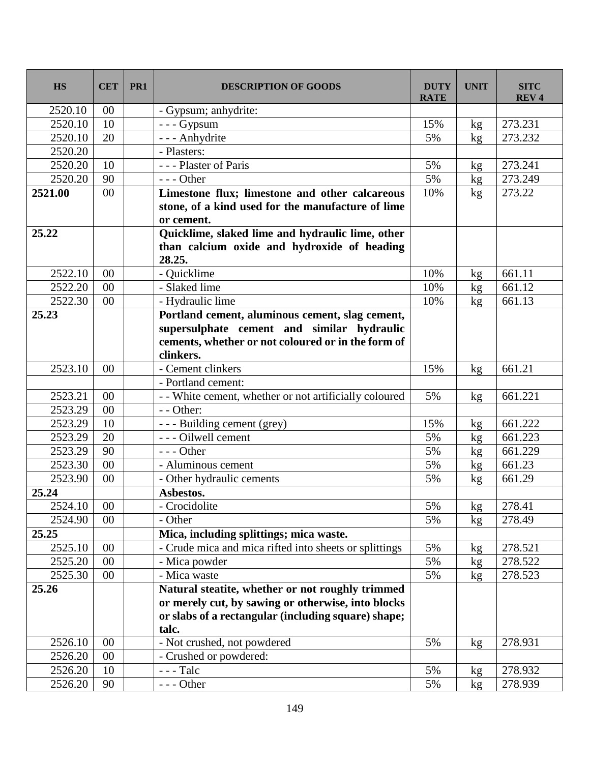| HS | CET | PR1 | DESCRIPTION OF GOODS | DUTY RATE | UNIT | SITC REV 4 |
|---|---|---|---|---|---|---|
| 2520.10 | 00 | | - Gypsum; anhydrite: | | | |
| 2520.10 | 10 | | - - - Gypsum | 15% | kg | 273.231 |
| 2520.10 | 20 | | - - - Anhydrite | 5% | kg | 273.232 |
| 2520.20 | | | - Plasters: | | | |
| 2520.20 | 10 | | - - - Plaster of Paris | 5% | kg | 273.241 |
| 2520.20 | 90 | | - - - Other | 5% | kg | 273.249 |
| **2521.00** | 00 | | **Limestone flux; limestone and other calcareous stone, of a kind used for the manufacture of lime or cement.** | 10% | kg | 273.22 |
| **25.22** | | | **Quicklime, slaked lime and hydraulic lime, other than calcium oxide and hydroxide of heading 28.25.** | | | |
| 2522.10 | 00 | | - Quicklime | 10% | kg | 661.11 |
| 2522.20 | 00 | | - Slaked lime | 10% | kg | 661.12 |
| 2522.30 | 00 | | - Hydraulic lime | 10% | kg | 661.13 |
| **25.23** | | | **Portland cement, aluminous cement, slag cement, supersulphate cement and similar hydraulic cements, whether or not coloured or in the form of clinkers.** | | | |
| 2523.10 | 00 | | - Cement clinkers | 15% | kg | 661.21 |
| | | | - Portland cement: | | | |
| 2523.21 | 00 | | - - White cement, whether or not artificially coloured | 5% | kg | 661.221 |
| 2523.29 | 00 | | - - Other: | | | |
| 2523.29 | 10 | | - - - Building cement (grey) | 15% | kg | 661.222 |
| 2523.29 | 20 | | - - - Oilwell cement | 5% | kg | 661.223 |
| 2523.29 | 90 | | - - - Other | 5% | kg | 661.229 |
| 2523.30 | 00 | | - Aluminous cement | 5% | kg | 661.23 |
| 2523.90 | 00 | | - Other hydraulic cements | 5% | kg | 661.29 |
| **25.24** | | | **Asbestos.** | | | |
| 2524.10 | 00 | | - Crocidolite | 5% | kg | 278.41 |
| 2524.90 | 00 | | - Other | 5% | kg | 278.49 |
| **25.25** | | | **Mica, including splittings; mica waste.** | | | |
| 2525.10 | 00 | | - Crude mica and mica rifted into sheets or splittings | 5% | kg | 278.521 |
| 2525.20 | 00 | | - Mica powder | 5% | kg | 278.522 |
| 2525.30 | 00 | | - Mica waste | 5% | kg | 278.523 |
| **25.26** | | | **Natural steatite, whether or not roughly trimmed or merely cut, by sawing or otherwise, into blocks or slabs of a rectangular (including square) shape; talc.** | | | |
| 2526.10 | 00 | | - Not crushed, not powdered | 5% | kg | 278.931 |
| 2526.20 | 00 | | - Crushed or powdered: | | | |
| 2526.20 | 10 | | - - - Talc | 5% | kg | 278.932 |
| 2526.20 | 90 | | - - - Other | 5% | kg | 278.939 |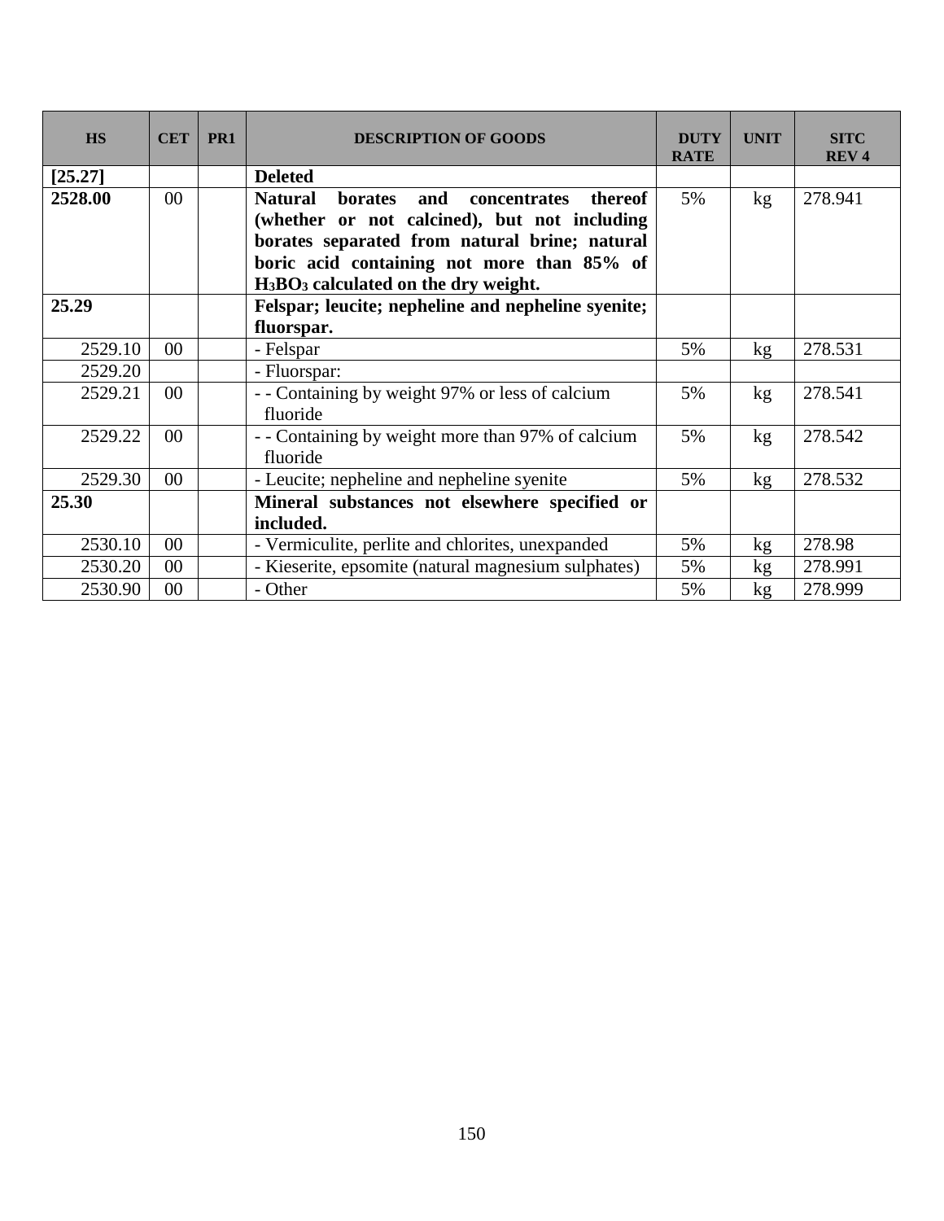| HS | CET | PR1 | DESCRIPTION OF GOODS | DUTY RATE | UNIT | SITC REV 4 |
|---|---|---|---|---|---|---|
| **[25.27]** | | | **Deleted** | | | |
| **2528.00** | 00 | | **Natural borates and concentrates thereof (whether or not calcined), but not including borates separated from natural brine; natural boric acid containing not more than 85% of $H_3BO_3$ calculated on the dry weight.** | 5% | kg | 278.941 |
| **25.29** | | | **Felspar; leucite; nepheline and nepheline syenite; fluorspar.** | | | |
| 2529.10 | 00 | | - Felspar | 5% | kg | 278.531 |
| 2529.20 | | | - Fluorspar: | | | |
| 2529.21 | 00 | | - - Containing by weight 97% or less of calcium fluoride | 5% | kg | 278.541 |
| 2529.22 | 00 | | - - Containing by weight more than 97% of calcium fluoride | 5% | kg | 278.542 |
| 2529.30 | 00 | | - Leucite; nepheline and nepheline syenite | 5% | kg | 278.532 |
| **25.30** | | | **Mineral substances not elsewhere specified or included.** | | | |
| 2530.10 | 00 | | - Vermiculite, perlite and chlorites, unexpanded | 5% | kg | 278.98 |
| 2530.20 | 00 | | - Kieserite, epsomite (natural magnesium sulphates) | 5% | kg | 278.991 |
| 2530.90 | 00 | | - Other | 5% | kg | 278.999 |